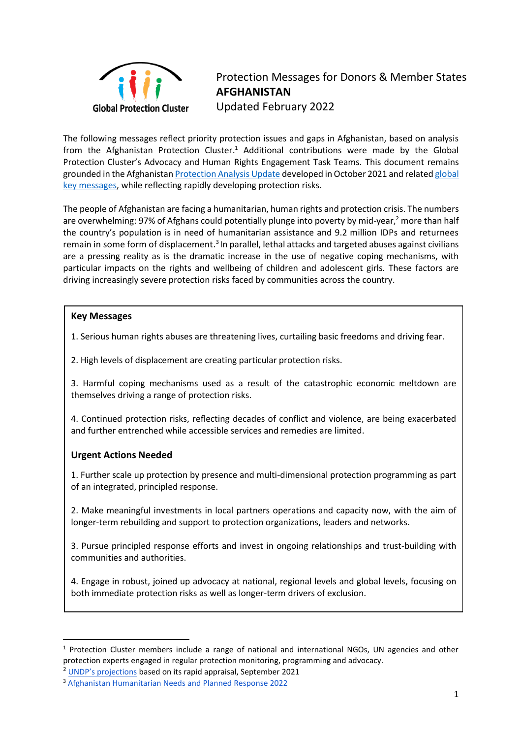Global Protection Cluster

# Protection Messages for Donors & Member States
## AFGHANISTAN
Updated February 2022

The following messages reflect priority protection issues and gaps in Afghanistan, based on analysis from the Afghanistan Protection Cluster.[1] Additional contributions were made by the Global Protection Cluster's Advocacy and Human Rights Engagement Task Teams. This document remains grounded in the Afghanistan Protection Analysis Update developed in October 2021 and related global key messages, while reflecting rapidly developing protection risks.

The people of Afghanistan are facing a humanitarian, human rights and protection crisis. The numbers are overwhelming: 97% of Afghans could potentially plunge into poverty by mid-year,[2] more than half the country's population is in need of humanitarian assistance and 9.2 million IDPs and returnees remain in some form of displacement.[3] In parallel, lethal attacks and targeted abuses against civilians are a pressing reality as is the dramatic increase in the use of negative coping mechanisms, with particular impacts on the rights and wellbeing of children and adolescent girls. These factors are driving increasingly severe protection risks faced by communities across the country.

### Key Messages

1. Serious human rights abuses are threatening lives, curtailing basic freedoms and driving fear.

2. High levels of displacement are creating particular protection risks.

3. Harmful coping mechanisms used as a result of the catastrophic economic meltdown are themselves driving a range of protection risks.

4. Continued protection risks, reflecting decades of conflict and violence, are being exacerbated and further entrenched while accessible services and remedies are limited.

### Urgent Actions Needed

1. Further scale up protection by presence and multi-dimensional protection programming as part of an integrated, principled response.

2. Make meaningful investments in local partners operations and capacity now, with the aim of longer-term rebuilding and support to protection organizations, leaders and networks.

3. Pursue principled response efforts and invest in ongoing relationships and trust-building with communities and authorities.

4. Engage in robust, joined up advocacy at national, regional levels and global levels, focusing on both immediate protection risks as well as longer-term drivers of exclusion.

---

[1] Protection Cluster members include a range of national and international NGOs, UN agencies and other protection experts engaged in regular protection monitoring, programming and advocacy.

[2] UNDP's projections based on its rapid appraisal, September 2021

[3] Afghanistan Humanitarian Needs and Planned Response 2022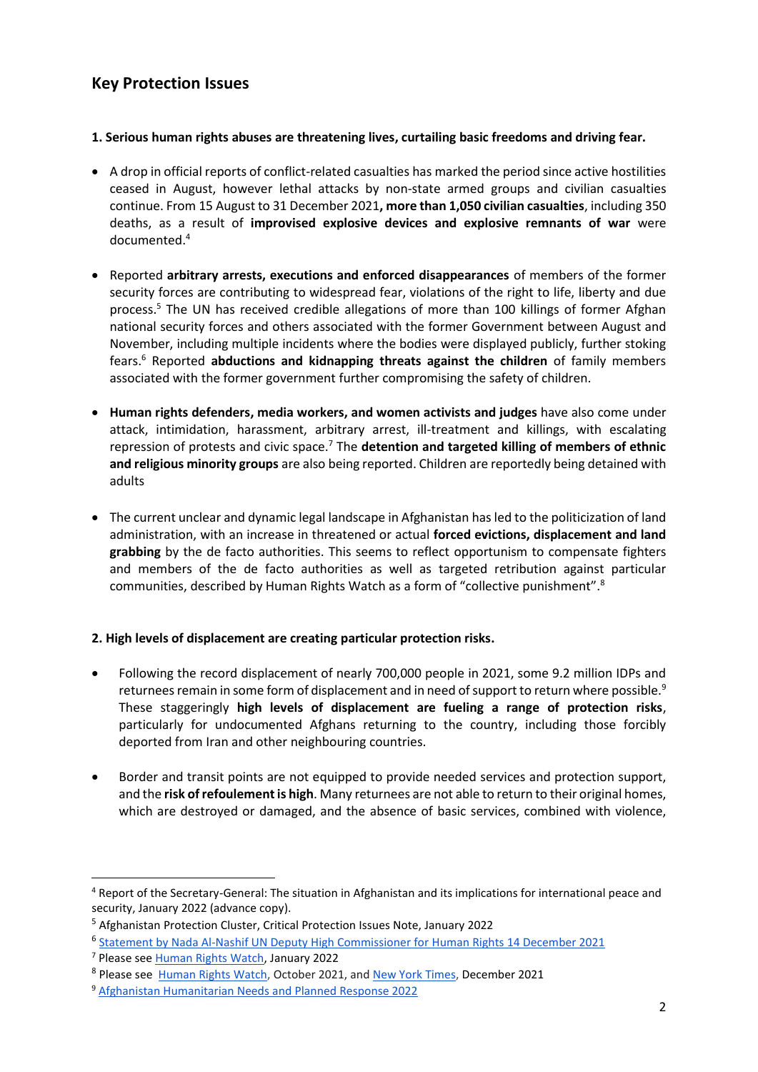## Key Protection Issues

**1. Serious human rights abuses are threatening lives, curtailing basic freedoms and driving fear.**

- A drop in official reports of conflict-related casualties has marked the period since active hostilities ceased in August, however lethal attacks by non-state armed groups and civilian casualties continue. From 15 August to 31 December 2021**, more than 1,050 civilian casualties**, including 350 deaths, as a result of **improvised explosive devices and explosive remnants of war** were documented.[4]

- Reported **arbitrary arrests, executions and enforced disappearances** of members of the former security forces are contributing to widespread fear, violations of the right to life, liberty and due process.[5] The UN has received credible allegations of more than 100 killings of former Afghan national security forces and others associated with the former Government between August and November, including multiple incidents where the bodies were displayed publicly, further stoking fears.[6] Reported **abductions and kidnapping threats against the children** of family members associated with the former government further compromising the safety of children.

- **Human rights defenders, media workers, and women activists and judges** have also come under attack, intimidation, harassment, arbitrary arrest, ill-treatment and killings, with escalating repression of protests and civic space.[7] The **detention and targeted killing of members of ethnic and religious minority groups** are also being reported. Children are reportedly being detained with adults

- The current unclear and dynamic legal landscape in Afghanistan has led to the politicization of land administration, with an increase in threatened or actual **forced evictions, displacement and land grabbing** by the de facto authorities. This seems to reflect opportunism to compensate fighters and members of the de facto authorities as well as targeted retribution against particular communities, described by Human Rights Watch as a form of "collective punishment".[8]

**2. High levels of displacement are creating particular protection risks.**

- Following the record displacement of nearly 700,000 people in 2021, some 9.2 million IDPs and returnees remain in some form of displacement and in need of support to return where possible.[9] These staggeringly **high levels of displacement are fueling a range of protection risks**, particularly for undocumented Afghans returning to the country, including those forcibly deported from Iran and other neighbouring countries.

- Border and transit points are not equipped to provide needed services and protection support, and the **risk of refoulement is high**. Many returnees are not able to return to their original homes, which are destroyed or damaged, and the absence of basic services, combined with violence,

---

[4] Report of the Secretary-General: The situation in Afghanistan and its implications for international peace and security, January 2022 (advance copy).

[5] Afghanistan Protection Cluster, Critical Protection Issues Note, January 2022

[6] Statement by Nada Al-Nashif UN Deputy High Commissioner for Human Rights 14 December 2021

[7] Please see Human Rights Watch, January 2022

[8] Please see Human Rights Watch, October 2021, and New York Times, December 2021

[9] Afghanistan Humanitarian Needs and Planned Response 2022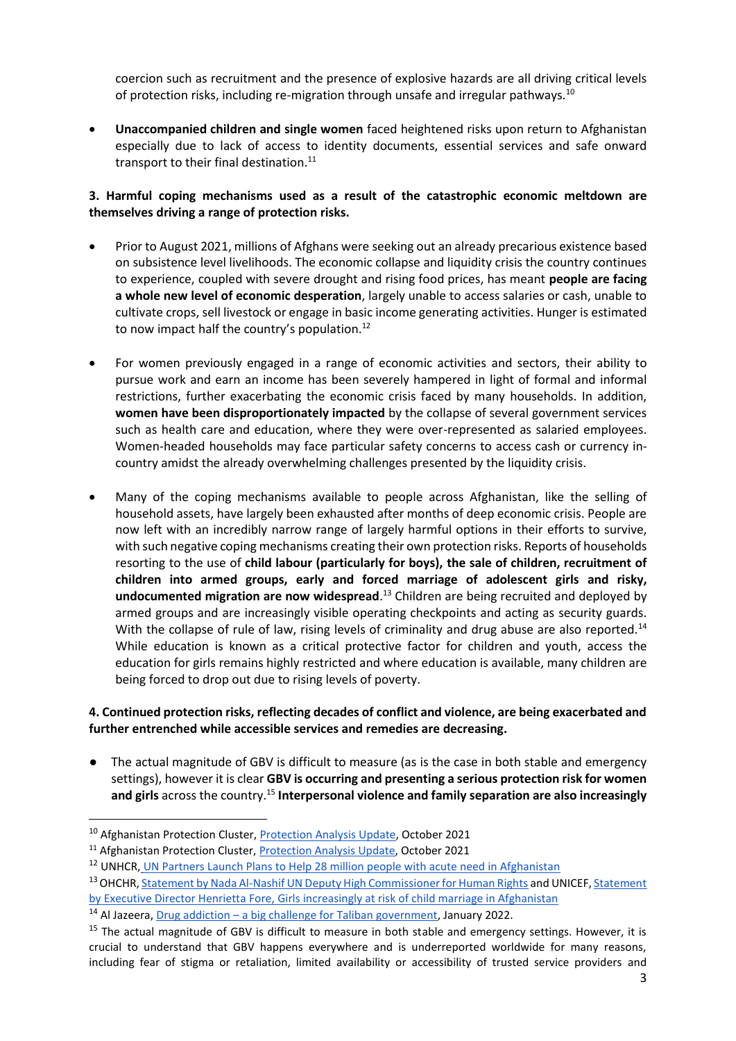coercion such as recruitment and the presence of explosive hazards are all driving critical levels of protection risks, including re-migration through unsafe and irregular pathways.[10]

- **Unaccompanied children and single women** faced heightened risks upon return to Afghanistan especially due to lack of access to identity documents, essential services and safe onward transport to their final destination.[11]

**3. Harmful coping mechanisms used as a result of the catastrophic economic meltdown are themselves driving a range of protection risks.**

- Prior to August 2021, millions of Afghans were seeking out an already precarious existence based on subsistence level livelihoods. The economic collapse and liquidity crisis the country continues to experience, coupled with severe drought and rising food prices, has meant **people are facing a whole new level of economic desperation**, largely unable to access salaries or cash, unable to cultivate crops, sell livestock or engage in basic income generating activities. Hunger is estimated to now impact half the country's population.[12]

- For women previously engaged in a range of economic activities and sectors, their ability to pursue work and earn an income has been severely hampered in light of formal and informal restrictions, further exacerbating the economic crisis faced by many households. In addition, **women have been disproportionately impacted** by the collapse of several government services such as health care and education, where they were over-represented as salaried employees. Women-headed households may face particular safety concerns to access cash or currency in-country amidst the already overwhelming challenges presented by the liquidity crisis.

- Many of the coping mechanisms available to people across Afghanistan, like the selling of household assets, have largely been exhausted after months of deep economic crisis. People are now left with an incredibly narrow range of largely harmful options in their efforts to survive, with such negative coping mechanisms creating their own protection risks. Reports of households resorting to the use of **child labour (particularly for boys), the sale of children, recruitment of children into armed groups, early and forced marriage of adolescent girls and risky, undocumented migration are now widespread**.[13] Children are being recruited and deployed by armed groups and are increasingly visible operating checkpoints and acting as security guards. With the collapse of rule of law, rising levels of criminality and drug abuse are also reported.[14] While education is known as a critical protective factor for children and youth, access the education for girls remains highly restricted and where education is available, many children are being forced to drop out due to rising levels of poverty.

**4. Continued protection risks, reflecting decades of conflict and violence, are being exacerbated and further entrenched while accessible services and remedies are decreasing.**

- The actual magnitude of GBV is difficult to measure (as is the case in both stable and emergency settings), however it is clear **GBV is occurring and presenting a serious protection risk for women and girls** across the country.[15] **Interpersonal violence and family separation are also increasingly**

---

[10] Afghanistan Protection Cluster, Protection Analysis Update, October 2021

[11] Afghanistan Protection Cluster, Protection Analysis Update, October 2021

[12] UNHCR, UN Partners Launch Plans to Help 28 million people with acute need in Afghanistan

[13] OHCHR, Statement by Nada Al-Nashif UN Deputy High Commissioner for Human Rights and UNICEF, Statement by Executive Director Henrietta Fore, Girls increasingly at risk of child marriage in Afghanistan

[14] Al Jazeera, Drug addiction – a big challenge for Taliban government, January 2022.

[15] The actual magnitude of GBV is difficult to measure in both stable and emergency settings. However, it is crucial to understand that GBV happens everywhere and is underreported worldwide for many reasons, including fear of stigma or retaliation, limited availability or accessibility of trusted service providers and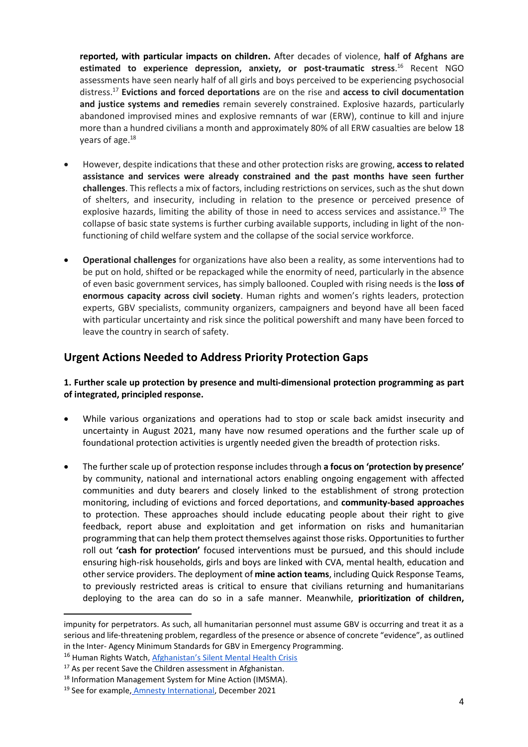**reported, with particular impacts on children.** After decades of violence, **half of Afghans are estimated to experience depression, anxiety, or post-traumatic stress**.[16] Recent NGO assessments have seen nearly half of all girls and boys perceived to be experiencing psychosocial distress.[17] **Evictions and forced deportations** are on the rise and **access to civil documentation and justice systems and remedies** remain severely constrained. Explosive hazards, particularly abandoned improvised mines and explosive remnants of war (ERW), continue to kill and injure more than a hundred civilians a month and approximately 80% of all ERW casualties are below 18 years of age.[18]

- However, despite indications that these and other protection risks are growing, **access to related assistance and services were already constrained and the past months have seen further challenges**. This reflects a mix of factors, including restrictions on services, such as the shut down of shelters, and insecurity, including in relation to the presence or perceived presence of explosive hazards, limiting the ability of those in need to access services and assistance.[19] The collapse of basic state systems is further curbing available supports, including in light of the non-functioning of child welfare system and the collapse of the social service workforce.

- **Operational challenges** for organizations have also been a reality, as some interventions had to be put on hold, shifted or be repackaged while the enormity of need, particularly in the absence of even basic government services, has simply ballooned. Coupled with rising needs is the **loss of enormous capacity across civil society**. Human rights and women's rights leaders, protection experts, GBV specialists, community organizers, campaigners and beyond have all been faced with particular uncertainty and risk since the political powershift and many have been forced to leave the country in search of safety.

## Urgent Actions Needed to Address Priority Protection Gaps

**1. Further scale up protection by presence and multi-dimensional protection programming as part of integrated, principled response.**

- While various organizations and operations had to stop or scale back amidst insecurity and uncertainty in August 2021, many have now resumed operations and the further scale up of foundational protection activities is urgently needed given the breadth of protection risks.

- The further scale up of protection response includes through **a focus on 'protection by presence'** by community, national and international actors enabling ongoing engagement with affected communities and duty bearers and closely linked to the establishment of strong protection monitoring, including of evictions and forced deportations, and **community-based approaches** to protection. These approaches should include educating people about their right to give feedback, report abuse and exploitation and get information on risks and humanitarian programming that can help them protect themselves against those risks. Opportunities to further roll out **'cash for protection'** focused interventions must be pursued, and this should include ensuring high-risk households, girls and boys are linked with CVA, mental health, education and other service providers. The deployment of **mine action teams**, including Quick Response Teams, to previously restricted areas is critical to ensure that civilians returning and humanitarians deploying to the area can do so in a safe manner. Meanwhile, **prioritization of children,**

---

impunity for perpetrators. As such, all humanitarian personnel must assume GBV is occurring and treat it as a serious and life-threatening problem, regardless of the presence or absence of concrete "evidence", as outlined in the Inter- Agency Minimum Standards for GBV in Emergency Programming.

[16] Human Rights Watch, Afghanistan's Silent Mental Health Crisis

[17] As per recent Save the Children assessment in Afghanistan.

[18] Information Management System for Mine Action (IMSMA).

[19] See for example, Amnesty International, December 2021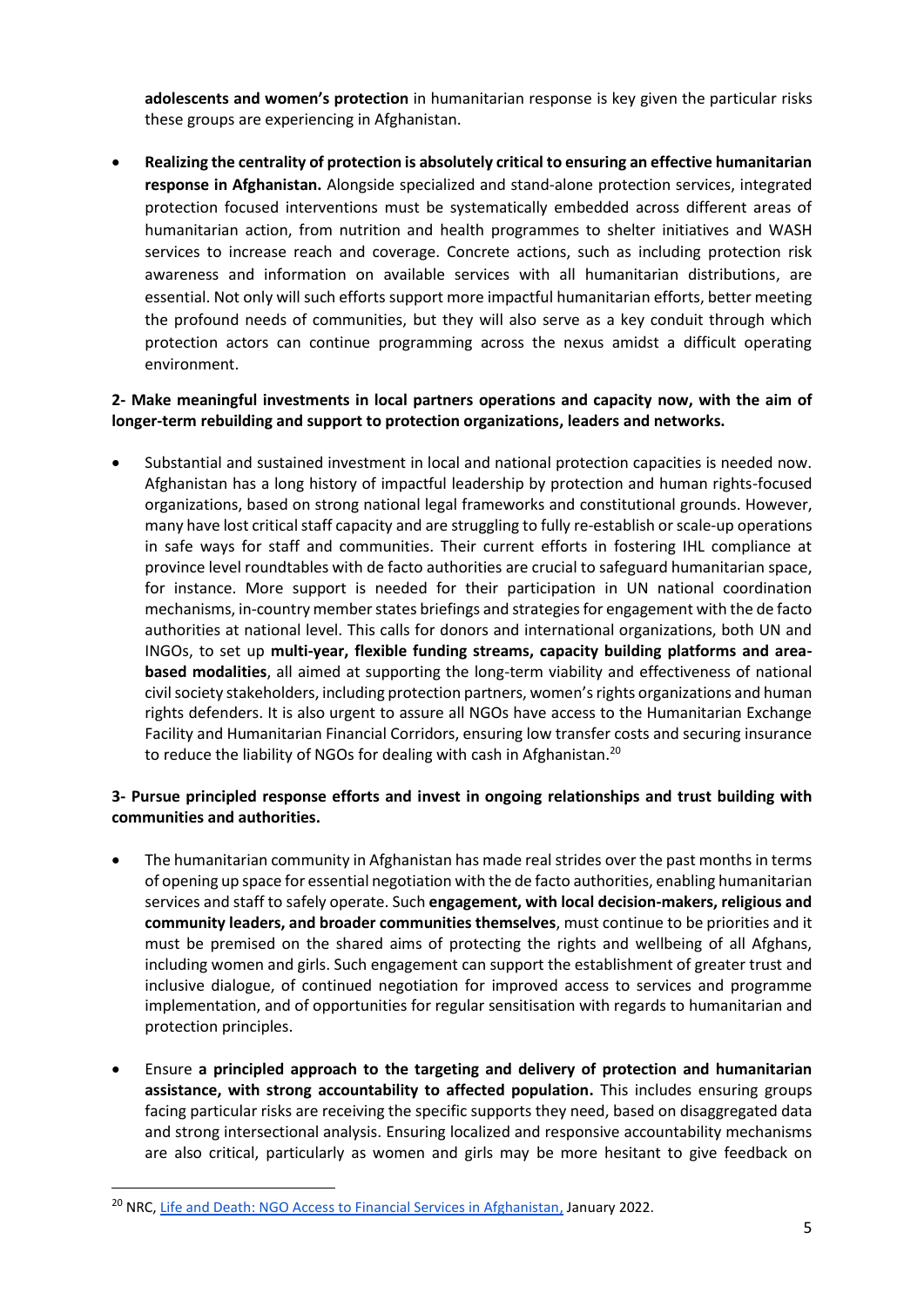**adolescents and women's protection** in humanitarian response is key given the particular risks these groups are experiencing in Afghanistan.

- **Realizing the centrality of protection is absolutely critical to ensuring an effective humanitarian response in Afghanistan.** Alongside specialized and stand-alone protection services, integrated protection focused interventions must be systematically embedded across different areas of humanitarian action, from nutrition and health programmes to shelter initiatives and WASH services to increase reach and coverage. Concrete actions, such as including protection risk awareness and information on available services with all humanitarian distributions, are essential. Not only will such efforts support more impactful humanitarian efforts, better meeting the profound needs of communities, but they will also serve as a key conduit through which protection actors can continue programming across the nexus amidst a difficult operating environment.

**2- Make meaningful investments in local partners operations and capacity now, with the aim of longer-term rebuilding and support to protection organizations, leaders and networks.**

- Substantial and sustained investment in local and national protection capacities is needed now. Afghanistan has a long history of impactful leadership by protection and human rights-focused organizations, based on strong national legal frameworks and constitutional grounds. However, many have lost critical staff capacity and are struggling to fully re-establish or scale-up operations in safe ways for staff and communities. Their current efforts in fostering IHL compliance at province level roundtables with de facto authorities are crucial to safeguard humanitarian space, for instance. More support is needed for their participation in UN national coordination mechanisms, in-country member states briefings and strategies for engagement with the de facto authorities at national level. This calls for donors and international organizations, both UN and INGOs, to set up **multi-year, flexible funding streams, capacity building platforms and area-based modalities**, all aimed at supporting the long-term viability and effectiveness of national civil society stakeholders, including protection partners, women's rights organizations and human rights defenders. It is also urgent to assure all NGOs have access to the Humanitarian Exchange Facility and Humanitarian Financial Corridors, ensuring low transfer costs and securing insurance to reduce the liability of NGOs for dealing with cash in Afghanistan.[20]

**3- Pursue principled response efforts and invest in ongoing relationships and trust building with communities and authorities.**

- The humanitarian community in Afghanistan has made real strides over the past months in terms of opening up space for essential negotiation with the de facto authorities, enabling humanitarian services and staff to safely operate. Such **engagement, with local decision-makers, religious and community leaders, and broader communities themselves**, must continue to be priorities and it must be premised on the shared aims of protecting the rights and wellbeing of all Afghans, including women and girls. Such engagement can support the establishment of greater trust and inclusive dialogue, of continued negotiation for improved access to services and programme implementation, and of opportunities for regular sensitisation with regards to humanitarian and protection principles.

- Ensure **a principled approach to the targeting and delivery of protection and humanitarian assistance, with strong accountability to affected population.** This includes ensuring groups facing particular risks are receiving the specific supports they need, based on disaggregated data and strong intersectional analysis. Ensuring localized and responsive accountability mechanisms are also critical, particularly as women and girls may be more hesitant to give feedback on

---

[20] NRC, Life and Death: NGO Access to Financial Services in Afghanistan, January 2022.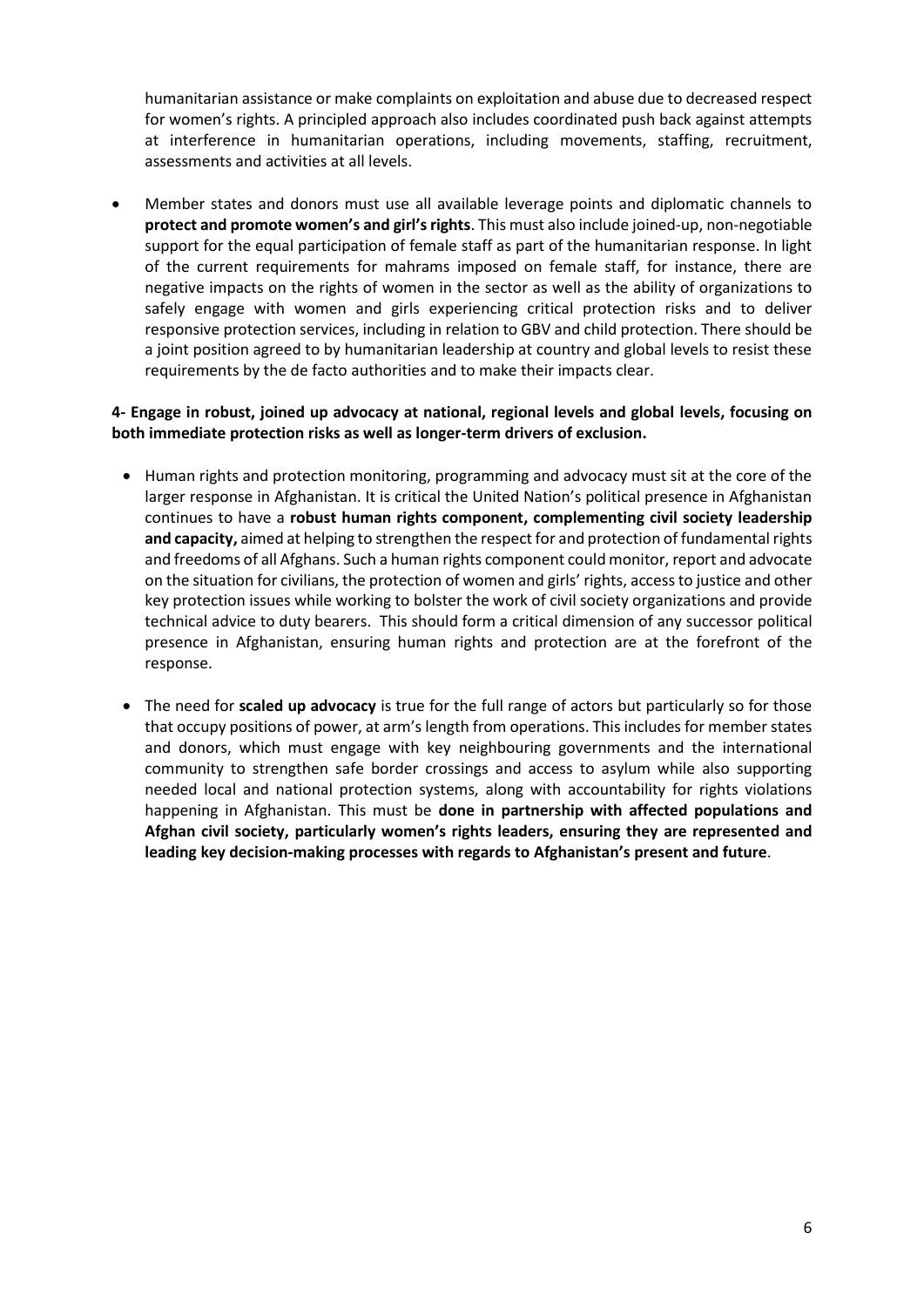humanitarian assistance or make complaints on exploitation and abuse due to decreased respect for women's rights. A principled approach also includes coordinated push back against attempts at interference in humanitarian operations, including movements, staffing, recruitment, assessments and activities at all levels.

- Member states and donors must use all available leverage points and diplomatic channels to **protect and promote women's and girl's rights**. This must also include joined-up, non-negotiable support for the equal participation of female staff as part of the humanitarian response. In light of the current requirements for mahrams imposed on female staff, for instance, there are negative impacts on the rights of women in the sector as well as the ability of organizations to safely engage with women and girls experiencing critical protection risks and to deliver responsive protection services, including in relation to GBV and child protection. There should be a joint position agreed to by humanitarian leadership at country and global levels to resist these requirements by the de facto authorities and to make their impacts clear.

**4- Engage in robust, joined up advocacy at national, regional levels and global levels, focusing on both immediate protection risks as well as longer-term drivers of exclusion.**

- Human rights and protection monitoring, programming and advocacy must sit at the core of the larger response in Afghanistan. It is critical the United Nation's political presence in Afghanistan continues to have a **robust human rights component, complementing civil society leadership and capacity,** aimed at helping to strengthen the respect for and protection of fundamental rights and freedoms of all Afghans. Such a human rights component could monitor, report and advocate on the situation for civilians, the protection of women and girls' rights, access to justice and other key protection issues while working to bolster the work of civil society organizations and provide technical advice to duty bearers. This should form a critical dimension of any successor political presence in Afghanistan, ensuring human rights and protection are at the forefront of the response.

- The need for **scaled up advocacy** is true for the full range of actors but particularly so for those that occupy positions of power, at arm's length from operations. This includes for member states and donors, which must engage with key neighbouring governments and the international community to strengthen safe border crossings and access to asylum while also supporting needed local and national protection systems, along with accountability for rights violations happening in Afghanistan. This must be **done in partnership with affected populations and Afghan civil society, particularly women's rights leaders, ensuring they are represented and leading key decision-making processes with regards to Afghanistan's present and future**.